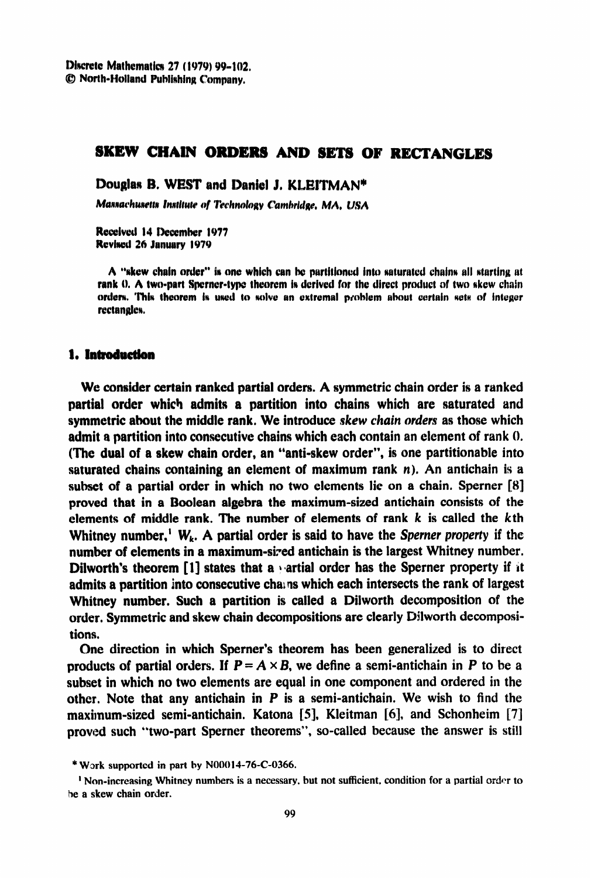# SKEW CHAIN ORDERS AND SETS OF RECTANGLES

**Douglas B. WEST and Daniel J. KLEITMAN***

*Massachusetts Institute of Technology Cambridge, MA, USA*

Received 14 December 1977
Revised 26 January 1979

A "skew chain order" is one which can be partitioned into saturated chains all starting at rank 0. A two-part Sperner-type theorem is derived for the direct product of two skew chain orders. This theorem is used to solve an extremal problem about certain sets of integer rectangles.

## 1. Introduction

We consider certain ranked partial orders. A symmetric chain order is a ranked partial order which admits a partition into chains which are saturated and symmetric about the middle rank. We introduce *skew chain orders* as those which admit a partition into consecutive chains which each contain an element of rank 0. (The dual of a skew chain order, an "anti-skew order", is one partitionable into saturated chains containing an element of maximum rank $n$). An antichain is a subset of a partial order in which no two elements lie on a chain. Sperner [8] proved that in a Boolean algebra the maximum-sized antichain consists of the elements of middle rank. The number of elements of rank $k$ is called the $k$th Whitney number,[1] $W_k$. A partial order is said to have the *Sperner property* if the number of elements in a maximum-sized antichain is the largest Whitney number. Dilworth's theorem [1] states that a partial order has the Sperner property if it admits a partition into consecutive chains which each intersects the rank of largest Whitney number. Such a partition is called a Dilworth decomposition of the order. Symmetric and skew chain decompositions are clearly Dilworth decompositions.

One direction in which Sperner's theorem has been generalized is to direct products of partial orders. If $P = A \times B$, we define a semi-antichain in $P$ to be a subset in which no two elements are equal in one component and ordered in the other. Note that any antichain in $P$ is a semi-antichain. We wish to find the maximum-sized semi-antichain. Katona [5], Kleitman [6], and Schonheim [7] proved such "two-part Sperner theorems", so-called because the answer is still

---

* Work supported in part by N00014-76-C-0366.

[1] Non-increasing Whitney numbers is a necessary, but not sufficient, condition for a partial order to be a skew chain order.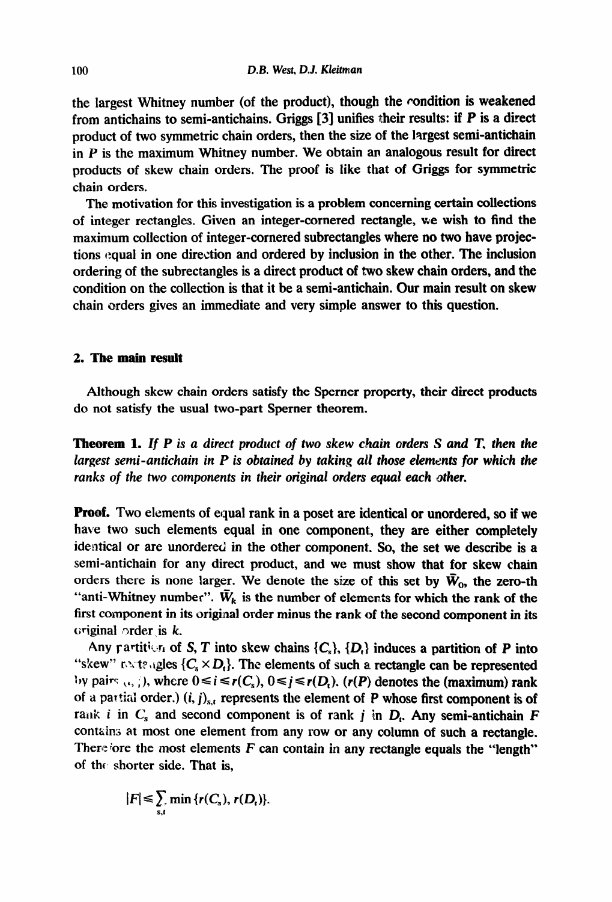the largest Whitney number (of the product), though the condition is weakened from antichains to semi-antichains. Griggs [3] unifies their results: if $P$ is a direct product of two symmetric chain orders, then the size of the largest semi-antichain in $P$ is the maximum Whitney number. We obtain an analogous result for direct products of skew chain orders. The proof is like that of Griggs for symmetric chain orders.

The motivation for this investigation is a problem concerning certain collections of integer rectangles. Given an integer-cornered rectangle, we wish to find the maximum collection of integer-cornered subrectangles where no two have projections equal in one direction and ordered by inclusion in the other. The inclusion ordering of the subrectangles is a direct product of two skew chain orders, and the condition on the collection is that it be a semi-antichain. Our main result on skew chain orders gives an immediate and very simple answer to this question.

## 2. The main result

Although skew chain orders satisfy the Sperner property, their direct products do not satisfy the usual two-part Sperner theorem.

**Theorem 1.** *If $P$ is a direct product of two skew chain orders $S$ and $T$, then the largest semi-antichain in $P$ is obtained by taking all those elements for which the ranks of the two components in their original orders equal each other.*

**Proof.** Two elements of equal rank in a poset are identical or unordered, so if we have two such elements equal in one component, they are either completely identical or are unordered in the other component. So, the set we describe is a semi-antichain for any direct product, and we must show that for skew chain orders there is none larger. We denote the size of this set by $\bar{W}_0$, the zero-th "anti-Whitney number". $\bar{W}_k$ is the number of elements for which the rank of the first component in its original order minus the rank of the second component in its original order is $k$.

Any partition of $S$, $T$ into skew chains $\{C_s\}$, $\{D_t\}$ induces a partition of $P$ into "skew" rectangles $\{C_s \times D_t\}$. The elements of such a rectangle can be represented by pairs $(i, j)$, where $0 \leqslant i \leqslant r(C_s)$, $0 \leqslant j \leqslant r(D_t)$. ($r(P)$ denotes the (maximum) rank of a partial order.) $(i, j)_{s,t}$ represents the element of $P$ whose first component is of rank $i$ in $C_s$ and second component is of rank $j$ in $D_t$. Any semi-antichain $F$ contains at most one element from any row or any column of such a rectangle. Therefore the most elements $F$ can contain in any rectangle equals the "length" of the shorter side. That is,

$$|F| \leqslant \sum_{s,t} \min\{r(C_s), r(D_t)\}.$$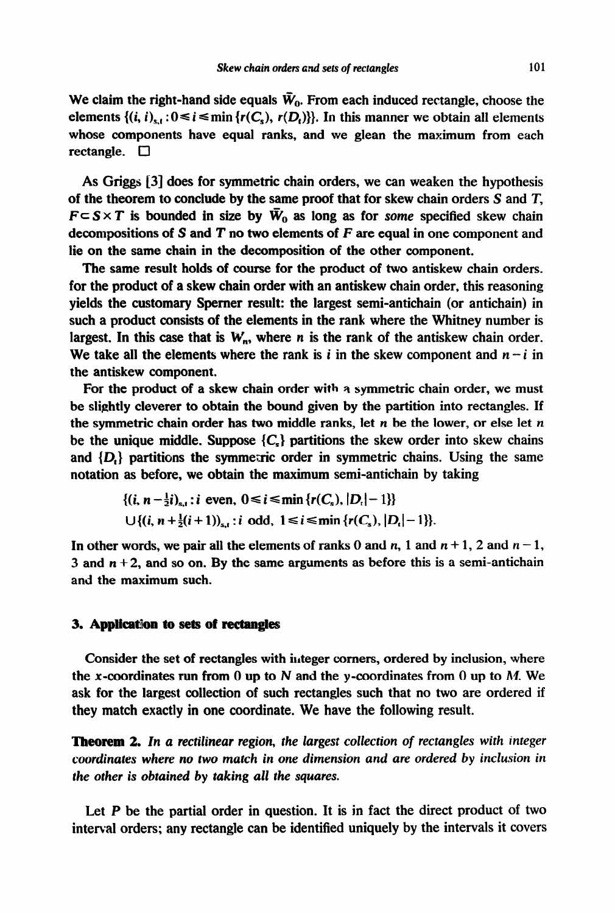We claim the right-hand side equals $\bar{W}_0$. From each induced rectangle, choose the elements $\{(i, i)_{s,t} : 0 \leq i \leq \min\{r(C_s), r(D_t)\}\}$. In this manner we obtain all elements whose components have equal ranks, and we glean the maximum from each rectangle. □

As Griggs [3] does for symmetric chain orders, we can weaken the hypothesis of the theorem to conclude by the same proof that for skew chain orders $S$ and $T$, $F \subset S \times T$ is bounded in size by $\bar{W}_0$ as long as for *some* specified skew chain decompositions of $S$ and $T$ no two elements of $F$ are equal in one component and lie on the same chain in the decomposition of the other component.

The same result holds of course for the product of two antiskew chain orders. for the product of a skew chain order with an antiskew chain order, this reasoning yields the customary Sperner result: the largest semi-antichain (or antichain) in such a product consists of the elements in the rank where the Whitney number is largest. In this case that is $W_n$, where $n$ is the rank of the antiskew chain order. We take all the elements where the rank is $i$ in the skew component and $n-i$ in the antiskew component.

For the product of a skew chain order with a symmetric chain order, we must be slightly cleverer to obtain the bound given by the partition into rectangles. If the symmetric chain order has two middle ranks, let $n$ be the lower, or else let $n$ be the unique middle. Suppose $\{C_s\}$ partitions the skew order into skew chains and $\{D_t\}$ partitions the symmetric order in symmetric chains. Using the same notation as before, we obtain the maximum semi-antichain by taking

$$\{(i, n - \tfrac{1}{2}i)_{s,t} : i \text{ even}, 0 \leq i \leq \min\{r(C_s), |D_t| - 1\}\}$$
$$\cup \{(i, n + \tfrac{1}{2}(i+1))_{s,t} : i \text{ odd}, 1 \leq i \leq \min\{r(C_s), |D_t| - 1\}\}.$$

In other words, we pair all the elements of ranks 0 and $n$, 1 and $n+1$, 2 and $n-1$, 3 and $n+2$, and so on. By the same arguments as before this is a semi-antichain and the maximum such.

## 3. Application to sets of rectangles

Consider the set of rectangles with integer corners, ordered by inclusion, where the $x$-coordinates run from 0 up to $N$ and the $y$-coordinates from 0 up to $M$. We ask for the largest collection of such rectangles such that no two are ordered if they match exactly in one coordinate. We have the following result.

**Theorem 2.** *In a rectilinear region, the largest collection of rectangles with integer coordinates where no two match in one dimension and are ordered by inclusion in the other is obtained by taking all the squares.*

Let $P$ be the partial order in question. It is in fact the direct product of two interval orders; any rectangle can be identified uniquely by the intervals it covers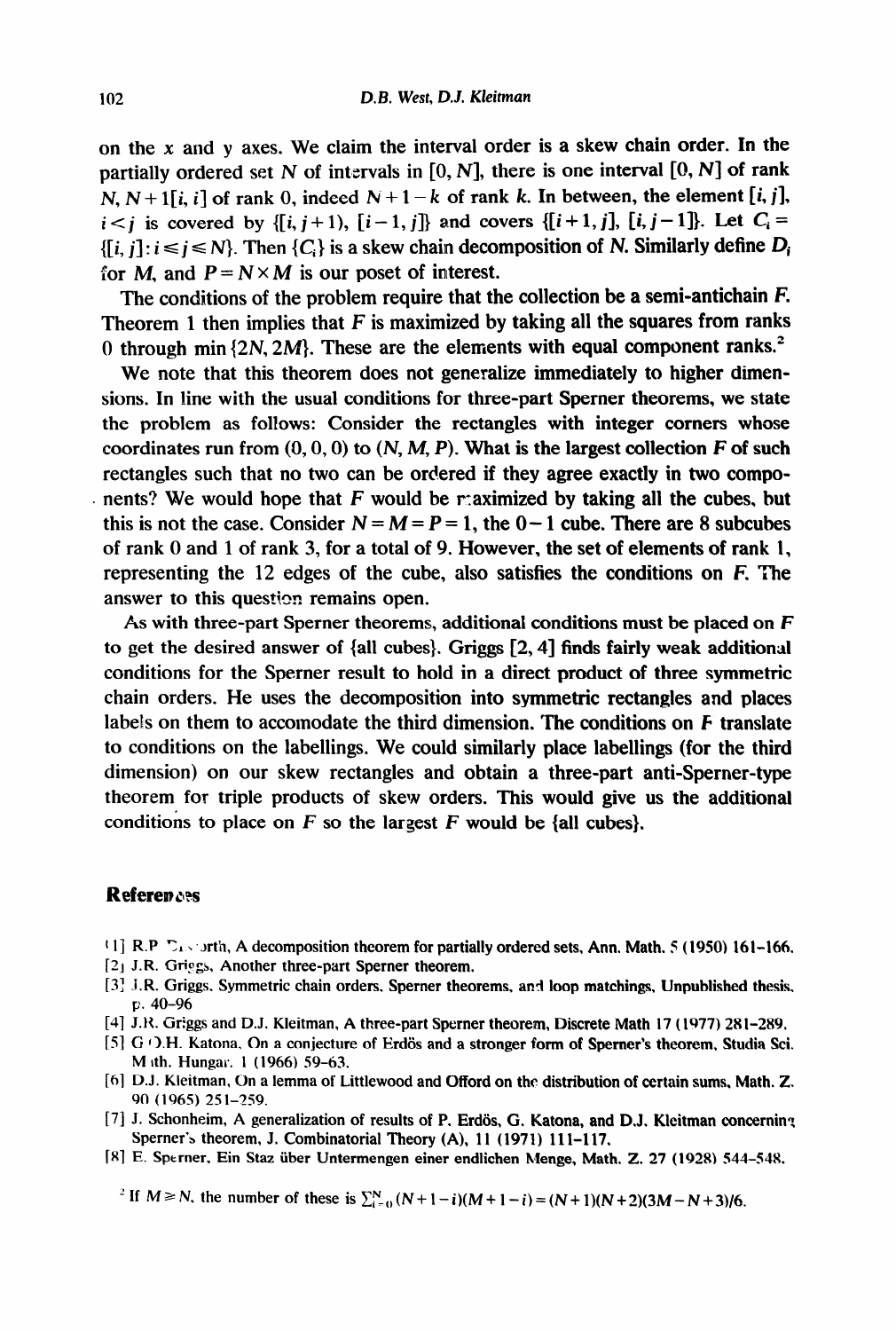on the $x$ and $y$ axes. We claim the interval order is a skew chain order. In the partially ordered set $N$ of intervals in $[0, N]$, there is one interval $[0, N]$ of rank $N$, $N+1[i, i]$ of rank 0, indeed $N+1-k$ of rank $k$. In between, the element $[i, j]$, $i<j$ is covered by $\{[i, j+1), [i-1, j]\}$ and covers $\{[i+1, j], [i, j-1]\}$. Let $C_i = \{[i, j] : i \leqslant j \leqslant N\}$. Then $\{C_i\}$ is a skew chain decomposition of $N$. Similarly define $D_i$ for $M$, and $P = N \times M$ is our poset of interest.

The conditions of the problem require that the collection be a semi-antichain $F$. Theorem 1 then implies that $F$ is maximized by taking all the squares from ranks 0 through $\min\{2N, 2M\}$. These are the elements with equal component ranks.[2]

We note that this theorem does not generalize immediately to higher dimensions. In line with the usual conditions for three-part Sperner theorems, we state the problem as follows: Consider the rectangles with integer corners whose coordinates run from $(0, 0, 0)$ to $(N, M, P)$. What is the largest collection $F$ of such rectangles such that no two can be ordered if they agree exactly in two components? We would hope that $F$ would be maximized by taking all the cubes, but this is not the case. Consider $N = M = P = 1$, the $0-1$ cube. There are 8 subcubes of rank 0 and 1 of rank 3, for a total of 9. However, the set of elements of rank 1, representing the 12 edges of the cube, also satisfies the conditions on $F$. The answer to this question remains open.

As with three-part Sperner theorems, additional conditions must be placed on $F$ to get the desired answer of {all cubes}. Griggs [2, 4] finds fairly weak additional conditions for the Sperner result to hold in a direct product of three symmetric chain orders. He uses the decomposition into symmetric rectangles and places labels on them to accomodate the third dimension. The conditions on $F$ translate to conditions on the labellings. We could similarly place labellings (for the third dimension) on our skew rectangles and obtain a three-part anti-Sperner-type theorem for triple products of skew orders. This would give us the additional conditions to place on $F$ so the largest $F$ would be {all cubes}.

## References

[1] R.P. Dilworth, A decomposition theorem for partially ordered sets, Ann. Math. 5 (1950) 161–166.

[2] J.R. Griggs, Another three-part Sperner theorem.

[3] J.R. Griggs, Symmetric chain orders, Sperner theorems, and loop matchings, Unpublished thesis, p. 40–96

[4] J.R. Griggs and D.J. Kleitman, A three-part Sperner theorem, Discrete Math 17 (1977) 281–289.

[5] G.O.H. Katona, On a conjecture of Erdös and a stronger form of Sperner's theorem, Studia Sci. Math. Hungar. 1 (1966) 59–63.

[6] D.J. Kleitman, On a lemma of Littlewood and Offord on the distribution of certain sums, Math. Z. 90 (1965) 251–259.

[7] J. Schonheim, A generalization of results of P. Erdös, G. Katona, and D.J. Kleitman concerning Sperner's theorem, J. Combinatorial Theory (A), 11 (1971) 111–117.

[8] E. Sperner, Ein Staz über Untermengen einer endlichen Menge, Math. Z. 27 (1928) 544–548.

[2] If $M \geqslant N$, the number of these is $\sum_{i=0}^{N} (N+1-i)(M+1-i) = (N+1)(N+2)(3M-N+3)/6$.